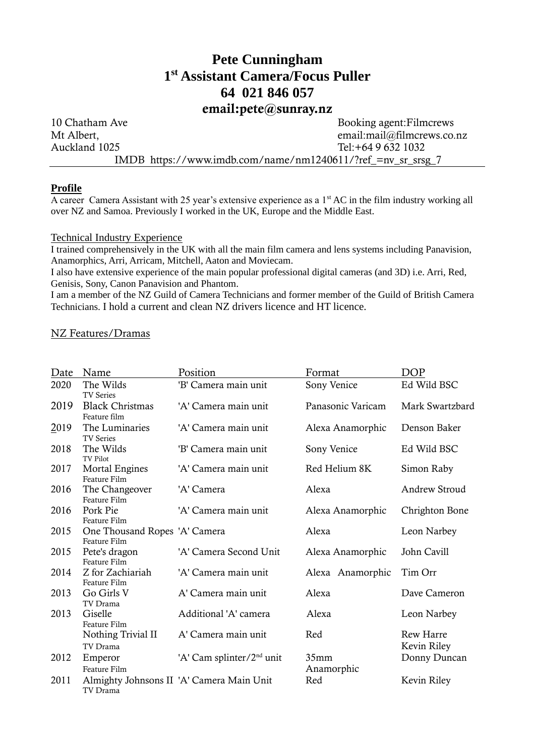# Pete Cunningham
## 1st Assistant Camera/Focus Puller
## 64 021 846 057
## email:pete@sunray.nz

10 Chatham Ave
Mt Albert,
Auckland 1025

Booking agent:Filmcrews
email:mail@filmcrews.co.nz
Tel:+64 9 632 1032

IMDB https://www.imdb.com/name/nm1240611/?ref_=nv_sr_srsg_7

**Profile**

A career Camera Assistant with 25 year's extensive experience as a 1st AC in the film industry working all over NZ and Samoa. Previously I worked in the UK, Europe and the Middle East.

Technical Industry Experience

I trained comprehensively in the UK with all the main film camera and lens systems including Panavision, Anamorphics, Arri, Arricam, Mitchell, Aaton and Moviecam.

I also have extensive experience of the main popular professional digital cameras (and 3D) i.e. Arri, Red, Genisis, Sony, Canon Panavision and Phantom.

I am a member of the NZ Guild of Camera Technicians and former member of the Guild of British Camera Technicians. I hold a current and clean NZ drivers licence and HT licence.

NZ Features/Dramas

| Date | Name | Position | Format | DOP |
|---|---|---|---|---|
| 2020 | The Wilds<br>TV Series | 'B' Camera main unit | Sony Venice | Ed Wild BSC |
| 2019 | Black Christmas<br>Feature film | 'A' Camera main unit | Panasonic Varicam | Mark Swartzbard |
| 2019 | The Luminaries<br>TV Series | 'A' Camera main unit | Alexa Anamorphic | Denson Baker |
| 2018 | The Wilds<br>TV Pilot | 'B' Camera main unit | Sony Venice | Ed Wild BSC |
| 2017 | Mortal Engines<br>Feature Film | 'A' Camera main unit | Red Helium 8K | Simon Raby |
| 2016 | The Changeover<br>Feature Film | 'A' Camera | Alexa | Andrew Stroud |
| 2016 | Pork Pie<br>Feature Film | 'A' Camera main unit | Alexa Anamorphic | Chrighton Bone |
| 2015 | One Thousand Ropes<br>Feature Film | 'A' Camera | Alexa | Leon Narbey |
| 2015 | Pete's dragon<br>Feature Film | 'A' Camera Second Unit | Alexa Anamorphic | John Cavill |
| 2014 | Z for Zachiariah<br>Feature Film | 'A' Camera main unit | Alexa Anamorphic | Tim Orr |
| 2013 | Go Girls V<br>TV Drama | A' Camera main unit | Alexa | Dave Cameron |
| 2013 | Giselle<br>Feature Film | Additional 'A' camera | Alexa | Leon Narbey |
| | Nothing Trivial II<br>TV Drama | A' Camera main unit | Red | Rew Harre<br>Kevin Riley |
| 2012 | Emperor<br>Feature Film | 'A' Cam splinter/2nd unit | 35mm<br>Anamorphic | Donny Duncan |
| 2011 | Almighty Johnsons II<br>TV Drama | 'A' Camera Main Unit | Red | Kevin Riley |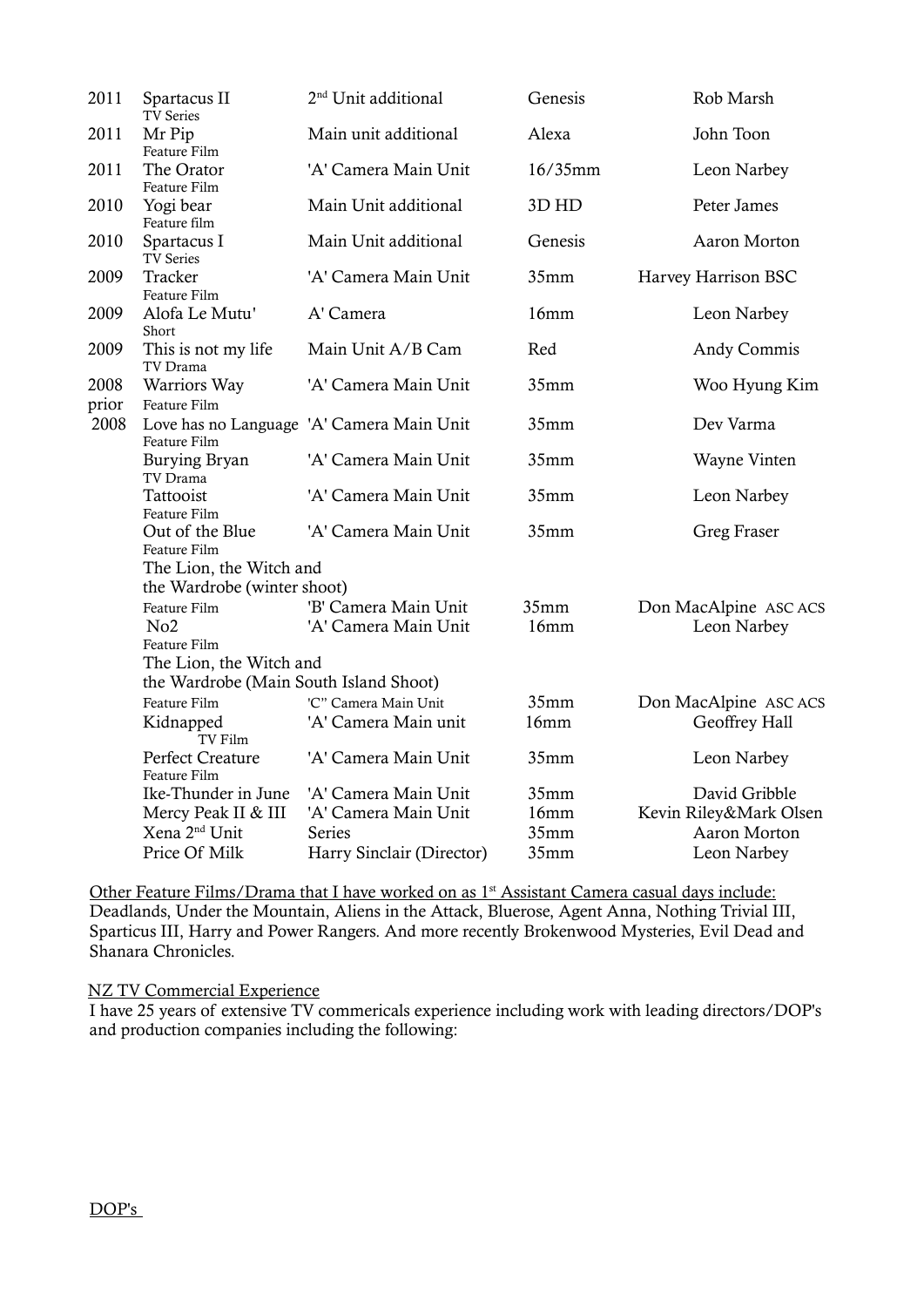| Year | Production | Role | Format | DOP |
|---|---|---|---|---|
| 2011 | Spartacus II<br>TV Series | 2nd Unit additional | Genesis | Rob Marsh |
| 2011 | Mr Pip<br>Feature Film | Main unit additional | Alexa | John Toon |
| 2011 | The Orator<br>Feature Film | 'A' Camera Main Unit | 16/35mm | Leon Narbey |
| 2010 | Yogi bear<br>Feature film | Main Unit additional | 3D HD | Peter James |
| 2010 | Spartacus I<br>TV Series | Main Unit additional | Genesis | Aaron Morton |
| 2009 | Tracker<br>Feature Film | 'A' Camera Main Unit | 35mm | Harvey Harrison BSC |
| 2009 | Alofa Le Mutu'<br>Short | A' Camera | 16mm | Leon Narbey |
| 2009 | This is not my life<br>TV Drama | Main Unit A/B Cam | Red | Andy Commis |
| 2008 | Warriors Way<br>Feature Film | 'A' Camera Main Unit | 35mm | Woo Hyung Kim |
| prior 2008 | Love has no Language<br>Feature Film | 'A' Camera Main Unit | 35mm | Dev Varma |
| | Burying Bryan<br>TV Drama | 'A' Camera Main Unit | 35mm | Wayne Vinten |
| | Tattooist<br>Feature Film | 'A' Camera Main Unit | 35mm | Leon Narbey |
| | Out of the Blue<br>Feature Film | 'A' Camera Main Unit | 35mm | Greg Fraser |
| | The Lion, the Witch and the Wardrobe (winter shoot)<br>Feature Film | 'B' Camera Main Unit | 35mm | Don MacAlpine ASC ACS |
| | No2<br>Feature Film | 'A' Camera Main Unit | 16mm | Leon Narbey |
| | The Lion, the Witch and the Wardrobe (Main South Island Shoot)<br>Feature Film | 'C" Camera Main Unit | 35mm | Don MacAlpine ASC ACS |
| | Kidnapped<br>TV Film | 'A' Camera Main unit | 16mm | Geoffrey Hall |
| | Perfect Creature<br>Feature Film | 'A' Camera Main Unit | 35mm | Leon Narbey |
| | Ike-Thunder in June | 'A' Camera Main Unit | 35mm | David Gribble |
| | Mercy Peak II & III | 'A' Camera Main Unit | 16mm | Kevin Riley&Mark Olsen |
| | Xena 2nd Unit | Series | 35mm | Aaron Morton |
| | Price Of Milk | Harry Sinclair (Director) | 35mm | Leon Narbey |

Other Feature Films/Drama that I have worked on as 1st Assistant Camera casual days include:
Deadlands, Under the Mountain, Aliens in the Attack, Bluerose, Agent Anna, Nothing Trivial III, Sparticus III, Harry and Power Rangers. And more recently Brokenwood Mysteries, Evil Dead and Shanara Chronicles.

NZ TV Commercial Experience

I have 25 years of extensive TV commericals experience including work with leading directors/DOP's and production companies including the following:

DOP's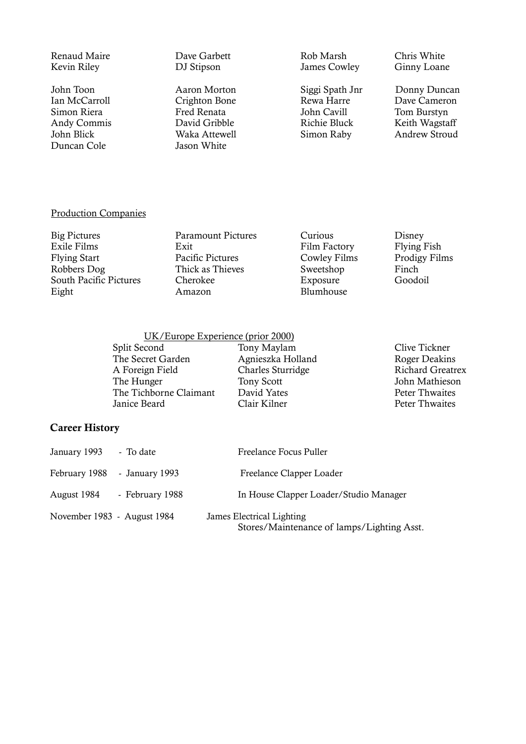| | | | |
|---|---|---|---|
| Renaud Maire | Dave Garbett | Rob Marsh | Chris White |
| Kevin Riley | DJ Stipson | James Cowley | Ginny Loane |
| | | | |
| John Toon | Aaron Morton | Siggi Spath Jnr | Donny Duncan |
| Ian McCarroll | Crighton Bone | Rewa Harre | Dave Cameron |
| Simon Riera | Fred Renata | John Cavill | Tom Burstyn |
| Andy Commis | David Gribble | Richie Bluck | Keith Wagstaff |
| John Blick | Waka Attewell | Simon Raby | Andrew Stroud |
| Duncan Cole | Jason White | | |

Production Companies

| | | | |
|---|---|---|---|
| Big Pictures | Paramount Pictures | Curious | Disney |
| Exile Films | Exit | Film Factory | Flying Fish |
| Flying Start | Pacific Pictures | Cowley Films | Prodigy Films |
| Robbers Dog | Thick as Thieves | Sweetshop | Finch |
| South Pacific Pictures | Cherokee | Exposure | Goodoil |
| Eight | Amazon | Blumhouse | |

UK/Europe Experience (prior 2000)

| | | |
|---|---|---|
| Split Second | Tony Maylam | Clive Tickner |
| The Secret Garden | Agnieszka Holland | Roger Deakins |
| A Foreign Field | Charles Sturridge | Richard Greatrex |
| The Hunger | Tony Scott | John Mathieson |
| The Tichborne Claimant | David Yates | Peter Thwaites |
| Janice Beard | Clair Kilner | Peter Thwaites |

## Career History

| | |
|---|---|
| January 1993 - To date | Freelance Focus Puller |
| February 1988 - January 1993 | Freelance Clapper Loader |
| August 1984 - February 1988 | In House Clapper Loader/Studio Manager |
| November 1983 - August 1984 | James Electrical Lighting<br>Stores/Maintenance of lamps/Lighting Asst. |